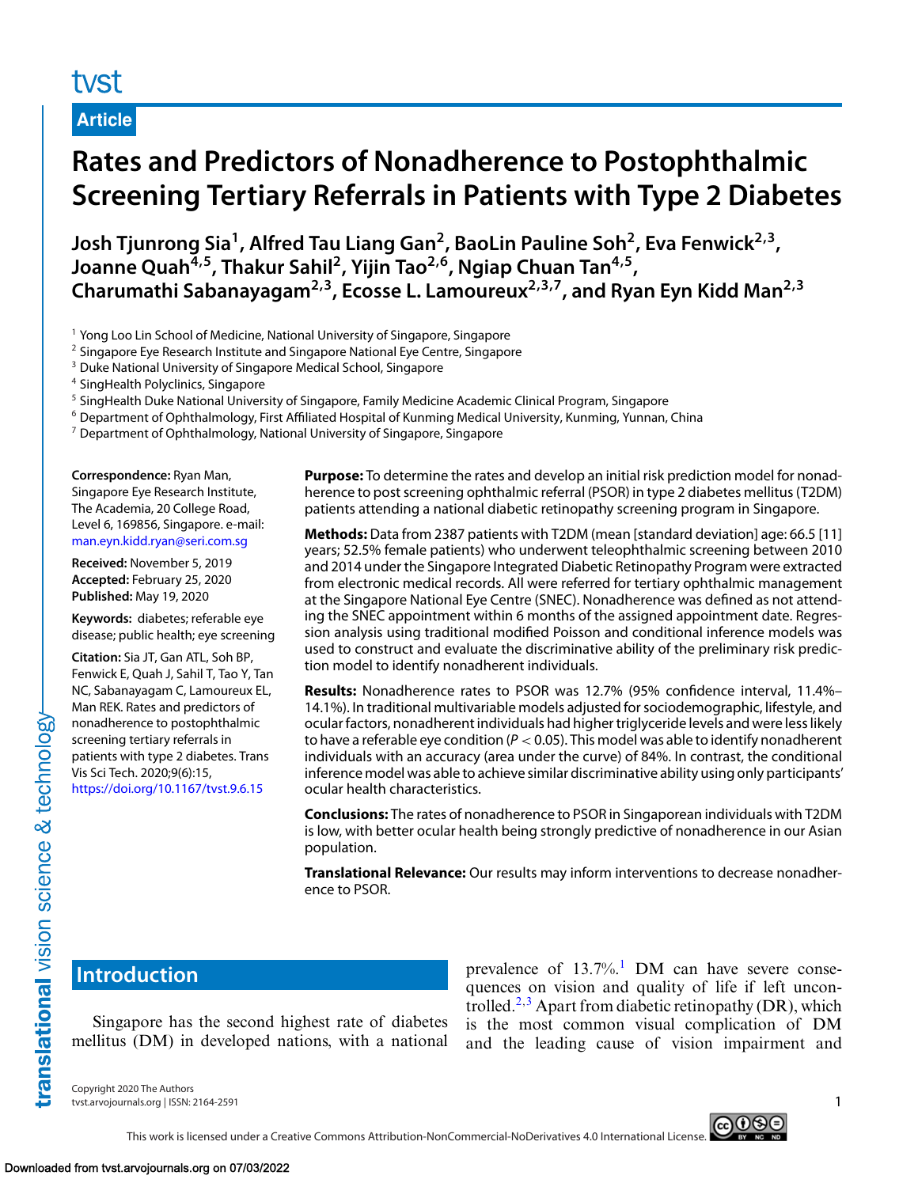Article

# Rates and Predictors of Nonadherence to Postophthalmic Screening Tertiary Referrals in Patients with Type 2 Diabetes

**Josh Tjunrong Sia[1], Alfred Tau Liang Gan[2], BaoLin Pauline Soh[2], Eva Fenwick[2,3], Joanne Quah[4,5], Thakur Sahil[2], Yijin Tao[2,6], Ngiap Chuan Tan[4,5], Charumathi Sabanayagam[2,3], Ecosse L. Lamoureux[2,3,7], and Ryan Eyn Kidd Man[2,3]**

[1] Yong Loo Lin School of Medicine, National University of Singapore, Singapore
[2] Singapore Eye Research Institute and Singapore National Eye Centre, Singapore
[3] Duke National University of Singapore Medical School, Singapore
[4] SingHealth Polyclinics, Singapore
[5] SingHealth Duke National University of Singapore, Family Medicine Academic Clinical Program, Singapore
[6] Department of Ophthalmology, First Affiliated Hospital of Kunming Medical University, Kunming, Yunnan, China
[7] Department of Ophthalmology, National University of Singapore, Singapore

**Correspondence:** Ryan Man, Singapore Eye Research Institute, The Academia, 20 College Road, Level 6, 169856, Singapore. e-mail: man.eyn.kidd.ryan@seri.com.sg

**Received:** November 5, 2019
**Accepted:** February 25, 2020
**Published:** May 19, 2020

**Keywords:** diabetes; referable eye disease; public health; eye screening

**Citation:** Sia JT, Gan ATL, Soh BP, Fenwick E, Quah J, Sahil T, Tao Y, Tan NC, Sabanayagam C, Lamoureux EL, Man REK. Rates and predictors of nonadherence to postophthalmic screening tertiary referrals in patients with type 2 diabetes. Trans Vis Sci Tech. 2020;9(6):15, https://doi.org/10.1167/tvst.9.6.15

**Purpose:** To determine the rates and develop an initial risk prediction model for nonadherence to post screening ophthalmic referral (PSOR) in type 2 diabetes mellitus (T2DM) patients attending a national diabetic retinopathy screening program in Singapore.

**Methods:** Data from 2387 patients with T2DM (mean [standard deviation] age: 66.5 [11] years; 52.5% female patients) who underwent teleophthalmic screening between 2010 and 2014 under the Singapore Integrated Diabetic Retinopathy Program were extracted from electronic medical records. All were referred for tertiary ophthalmic management at the Singapore National Eye Centre (SNEC). Nonadherence was defined as not attending the SNEC appointment within 6 months of the assigned appointment date. Regression analysis using traditional modified Poisson and conditional inference models was used to construct and evaluate the discriminative ability of the preliminary risk prediction model to identify nonadherent individuals.

**Results:** Nonadherence rates to PSOR was 12.7% (95% confidence interval, 11.4%–14.1%). In traditional multivariable models adjusted for sociodemographic, lifestyle, and ocular factors, nonadherent individuals had higher triglyceride levels and were less likely to have a referable eye condition ($P < 0.05$). This model was able to identify nonadherent individuals with an accuracy (area under the curve) of 84%. In contrast, the conditional inference model was able to achieve similar discriminative ability using only participants' ocular health characteristics.

**Conclusions:** The rates of nonadherence to PSOR in Singaporean individuals with T2DM is low, with better ocular health being strongly predictive of nonadherence in our Asian population.

**Translational Relevance:** Our results may inform interventions to decrease nonadherence to PSOR.

## Introduction

Singapore has the second highest rate of diabetes mellitus (DM) in developed nations, with a national prevalence of 13.7%.[1] DM can have severe consequences on vision and quality of life if left uncontrolled.[2,3] Apart from diabetic retinopathy (DR), which is the most common visual complication of DM and the leading cause of vision impairment and

Copyright 2020 The Authors
tvst.arvojournals.org | ISSN: 2164-2591

This work is licensed under a Creative Commons Attribution-NonCommercial-NoDerivatives 4.0 International License.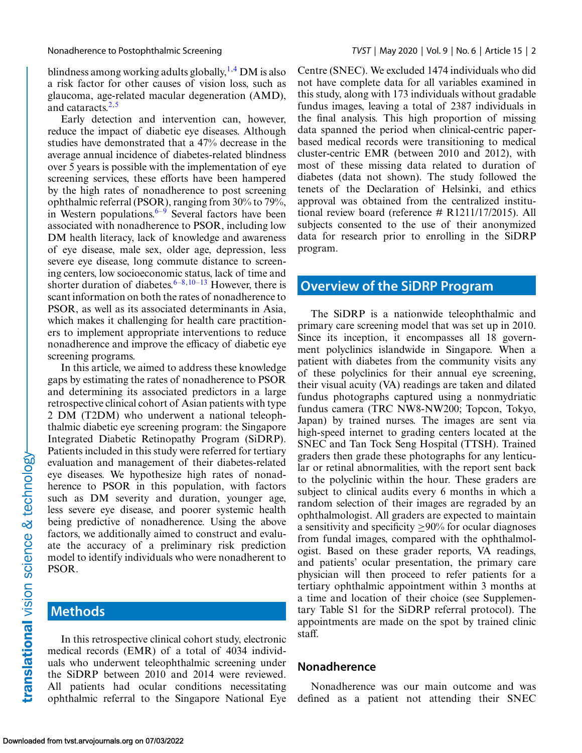blindness among working adults globally,[1,4] DM is also a risk factor for other causes of vision loss, such as glaucoma, age-related macular degeneration (AMD), and cataracts.[2,5]

Early detection and intervention can, however, reduce the impact of diabetic eye diseases. Although studies have demonstrated that a 47% decrease in the average annual incidence of diabetes-related blindness over 5 years is possible with the implementation of eye screening services, these efforts have been hampered by the high rates of nonadherence to post screening ophthalmic referral (PSOR), ranging from 30% to 79%, in Western populations.[6–9] Several factors have been associated with nonadherence to PSOR, including low DM health literacy, lack of knowledge and awareness of eye disease, male sex, older age, depression, less severe eye disease, long commute distance to screening centers, low socioeconomic status, lack of time and shorter duration of diabetes.[6–8,10–13] However, there is scant information on both the rates of nonadherence to PSOR, as well as its associated determinants in Asia, which makes it challenging for health care practitioners to implement appropriate interventions to reduce nonadherence and improve the efficacy of diabetic eye screening programs.

In this article, we aimed to address these knowledge gaps by estimating the rates of nonadherence to PSOR and determining its associated predictors in a large retrospective clinical cohort of Asian patients with type 2 DM (T2DM) who underwent a national teleophthalmic diabetic eye screening program: the Singapore Integrated Diabetic Retinopathy Program (SiDRP). Patients included in this study were referred for tertiary evaluation and management of their diabetes-related eye diseases. We hypothesize high rates of nonadherence to PSOR in this population, with factors such as DM severity and duration, younger age, less severe eye disease, and poorer systemic health being predictive of nonadherence. Using the above factors, we additionally aimed to construct and evaluate the accuracy of a preliminary risk prediction model to identify individuals who were nonadherent to PSOR.

## Methods

In this retrospective clinical cohort study, electronic medical records (EMR) of a total of 4034 individuals who underwent teleophthalmic screening under the SiDRP between 2010 and 2014 were reviewed. All patients had ocular conditions necessitating ophthalmic referral to the Singapore National Eye Centre (SNEC). We excluded 1474 individuals who did not have complete data for all variables examined in this study, along with 173 individuals without gradable fundus images, leaving a total of 2387 individuals in the final analysis. This high proportion of missing data spanned the period when clinical-centric paper-based medical records were transitioning to medical cluster-centric EMR (between 2010 and 2012), with most of these missing data related to duration of diabetes (data not shown). The study followed the tenets of the Declaration of Helsinki, and ethics approval was obtained from the centralized institutional review board (reference # R1211/17/2015). All subjects consented to the use of their anonymized data for research prior to enrolling in the SiDRP program.

## Overview of the SiDRP Program

The SiDRP is a nationwide teleophthalmic and primary care screening model that was set up in 2010. Since its inception, it encompasses all 18 government polyclinics islandwide in Singapore. When a patient with diabetes from the community visits any of these polyclinics for their annual eye screening, their visual acuity (VA) readings are taken and dilated fundus photographs captured using a nonmydriatic fundus camera (TRC NW8-NW200; Topcon, Tokyo, Japan) by trained nurses. The images are sent via high-speed internet to grading centers located at the SNEC and Tan Tock Seng Hospital (TTSH). Trained graders then grade these photographs for any lenticular or retinal abnormalities, with the report sent back to the polyclinic within the hour. These graders are subject to clinical audits every 6 months in which a random selection of their images are regraded by an ophthalmologist. All graders are expected to maintain a sensitivity and specificity ≥90% for ocular diagnoses from fundal images, compared with the ophthalmologist. Based on these grader reports, VA readings, and patients' ocular presentation, the primary care physician will then proceed to refer patients for a tertiary ophthalmic appointment within 3 months at a time and location of their choice (see Supplementary Table S1 for the SiDRP referral protocol). The appointments are made on the spot by trained clinic staff.

### Nonadherence

Nonadherence was our main outcome and was defined as a patient not attending their SNEC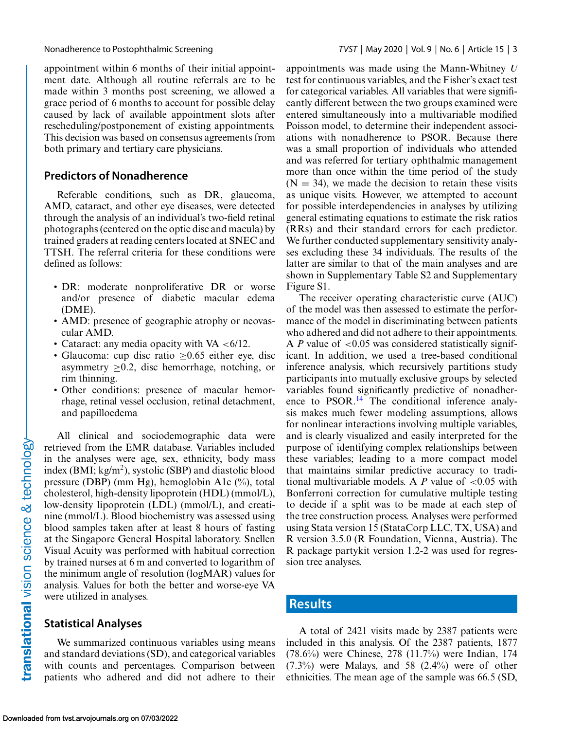appointment within 6 months of their initial appointment date. Although all routine referrals are to be made within 3 months post screening, we allowed a grace period of 6 months to account for possible delay caused by lack of available appointment slots after rescheduling/postponement of existing appointments. This decision was based on consensus agreements from both primary and tertiary care physicians.

## Predictors of Nonadherence

Referable conditions, such as DR, glaucoma, AMD, cataract, and other eye diseases, were detected through the analysis of an individual's two-field retinal photographs (centered on the optic disc and macula) by trained graders at reading centers located at SNEC and TTSH. The referral criteria for these conditions were defined as follows:

- DR: moderate nonproliferative DR or worse and/or presence of diabetic macular edema (DME).
- AMD: presence of geographic atrophy or neovascular AMD.
- Cataract: any media opacity with VA $<6/12$.
- Glaucoma: cup disc ratio $\geq 0.65$ either eye, disc asymmetry $\geq 0.2$, disc hemorrhage, notching, or rim thinning.
- Other conditions: presence of macular hemorrhage, retinal vessel occlusion, retinal detachment, and papilloedema

All clinical and sociodemographic data were retrieved from the EMR database. Variables included in the analyses were age, sex, ethnicity, body mass index (BMI; kg/m$^2$), systolic (SBP) and diastolic blood pressure (DBP) (mm Hg), hemoglobin A1c (%), total cholesterol, high-density lipoprotein (HDL) (mmol/L), low-density lipoprotein (LDL) (mmol/L), and creatinine (mmol/L). Blood biochemistry was assessed using blood samples taken after at least 8 hours of fasting at the Singapore General Hospital laboratory. Snellen Visual Acuity was performed with habitual correction by trained nurses at 6 m and converted to logarithm of the minimum angle of resolution (logMAR) values for analysis. Values for both the better and worse-eye VA were utilized in analyses.

## Statistical Analyses

We summarized continuous variables using means and standard deviations (SD), and categorical variables with counts and percentages. Comparison between patients who adhered and did not adhere to their appointments was made using the Mann-Whitney *U* test for continuous variables, and the Fisher's exact test for categorical variables. All variables that were significantly different between the two groups examined were entered simultaneously into a multivariable modified Poisson model, to determine their independent associations with nonadherence to PSOR. Because there was a small proportion of individuals who attended and was referred for tertiary ophthalmic management more than once within the time period of the study (N = 34), we made the decision to retain these visits as unique visits. However, we attempted to account for possible interdependencies in analyses by utilizing general estimating equations to estimate the risk ratios (RRs) and their standard errors for each predictor. We further conducted supplementary sensitivity analyses excluding these 34 individuals. The results of the latter are similar to that of the main analyses and are shown in Supplementary Table S2 and Supplementary Figure S1.

The receiver operating characteristic curve (AUC) of the model was then assessed to estimate the performance of the model in discriminating between patients who adhered and did not adhere to their appointments. A *P* value of $<0.05$ was considered statistically significant. In addition, we used a tree-based conditional inference analysis, which recursively partitions study participants into mutually exclusive groups by selected variables found significantly predictive of nonadherence to PSOR.[14] The conditional inference analysis makes much fewer modeling assumptions, allows for nonlinear interactions involving multiple variables, and is clearly visualized and easily interpreted for the purpose of identifying complex relationships between these variables; leading to a more compact model that maintains similar predictive accuracy to traditional multivariable models. A *P* value of $<0.05$ with Bonferroni correction for cumulative multiple testing to decide if a split was to be made at each step of the tree construction process. Analyses were performed using Stata version 15 (StataCorp LLC, TX, USA) and R version 3.5.0 (R Foundation, Vienna, Austria). The R package partykit version 1.2-2 was used for regression tree analyses.

# Results

A total of 2421 visits made by 2387 patients were included in this analysis. Of the 2387 patients, 1877 (78.6%) were Chinese, 278 (11.7%) were Indian, 174 (7.3%) were Malays, and 58 (2.4%) were of other ethnicities. The mean age of the sample was 66.5 (SD,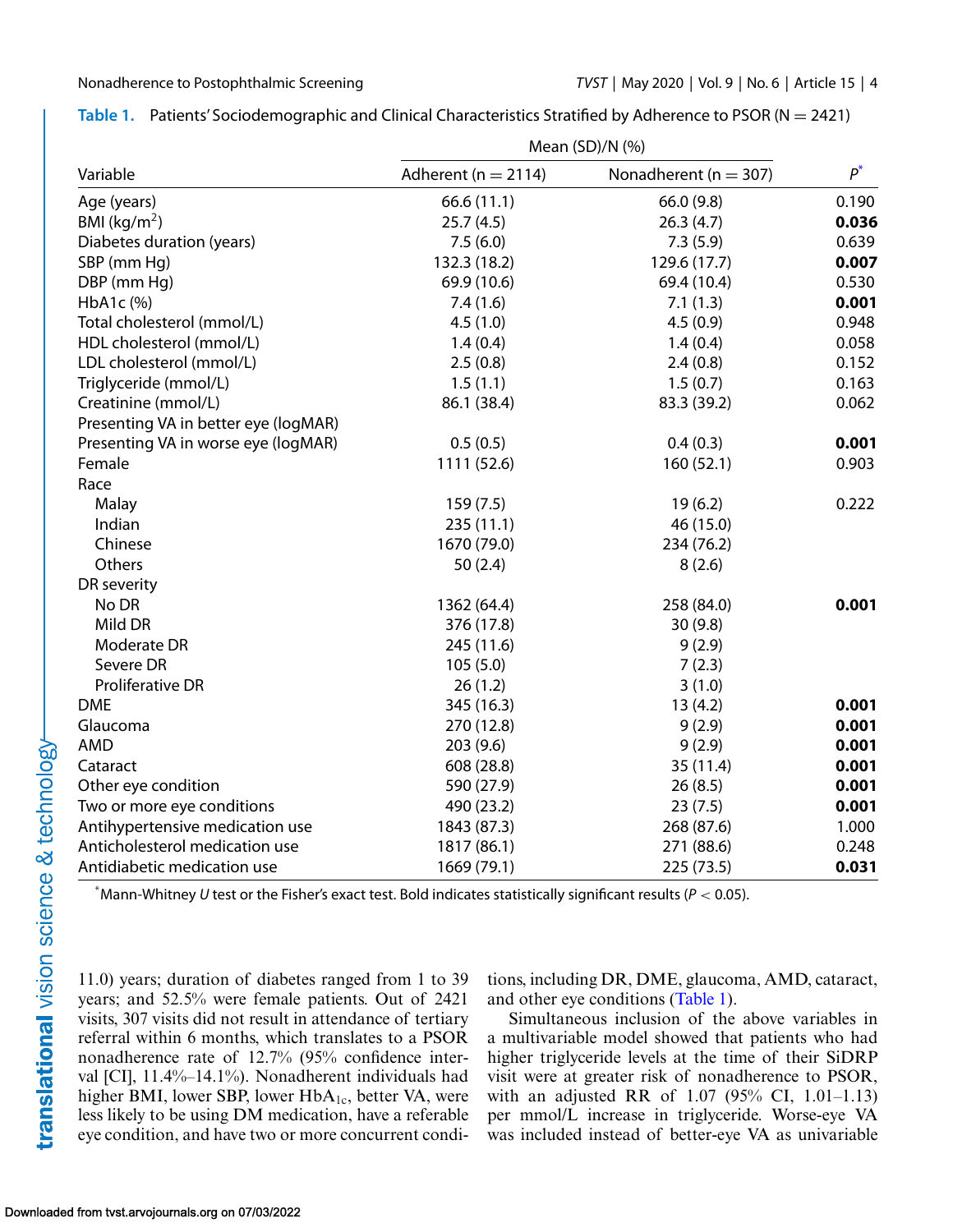**Table 1.** Patients' Sociodemographic and Clinical Characteristics Stratified by Adherence to PSOR (N = 2421)

| Variable | Mean (SD)/N (%) | | $P$* |
|---|---|---|---|
| | Adherent (n = 2114) | Nonadherent (n = 307) | |
| Age (years) | 66.6 (11.1) | 66.0 (9.8) | 0.190 |
| BMI (kg/m$^2$) | 25.7 (4.5) | 26.3 (4.7) | **0.036** |
| Diabetes duration (years) | 7.5 (6.0) | 7.3 (5.9) | 0.639 |
| SBP (mm Hg) | 132.3 (18.2) | 129.6 (17.7) | **0.007** |
| DBP (mm Hg) | 69.9 (10.6) | 69.4 (10.4) | 0.530 |
| HbA1c (%) | 7.4 (1.6) | 7.1 (1.3) | **0.001** |
| Total cholesterol (mmol/L) | 4.5 (1.0) | 4.5 (0.9) | 0.948 |
| HDL cholesterol (mmol/L) | 1.4 (0.4) | 1.4 (0.4) | 0.058 |
| LDL cholesterol (mmol/L) | 2.5 (0.8) | 2.4 (0.8) | 0.152 |
| Triglyceride (mmol/L) | 1.5 (1.1) | 1.5 (0.7) | 0.163 |
| Creatinine (mmol/L) | 86.1 (38.4) | 83.3 (39.2) | 0.062 |
| Presenting VA in better eye (logMAR) | | | |
| Presenting VA in worse eye (logMAR) | 0.5 (0.5) | 0.4 (0.3) | **0.001** |
| Female | 1111 (52.6) | 160 (52.1) | 0.903 |
| Race | | | |
| Malay | 159 (7.5) | 19 (6.2) | 0.222 |
| Indian | 235 (11.1) | 46 (15.0) | |
| Chinese | 1670 (79.0) | 234 (76.2) | |
| Others | 50 (2.4) | 8 (2.6) | |
| DR severity | | | |
| No DR | 1362 (64.4) | 258 (84.0) | **0.001** |
| Mild DR | 376 (17.8) | 30 (9.8) | |
| Moderate DR | 245 (11.6) | 9 (2.9) | |
| Severe DR | 105 (5.0) | 7 (2.3) | |
| Proliferative DR | 26 (1.2) | 3 (1.0) | |
| DME | 345 (16.3) | 13 (4.2) | **0.001** |
| Glaucoma | 270 (12.8) | 9 (2.9) | **0.001** |
| AMD | 203 (9.6) | 9 (2.9) | **0.001** |
| Cataract | 608 (28.8) | 35 (11.4) | **0.001** |
| Other eye condition | 590 (27.9) | 26 (8.5) | **0.001** |
| Two or more eye conditions | 490 (23.2) | 23 (7.5) | **0.001** |
| Antihypertensive medication use | 1843 (87.3) | 268 (87.6) | 1.000 |
| Anticholesterol medication use | 1817 (86.1) | 271 (88.6) | 0.248 |
| Antidiabetic medication use | 1669 (79.1) | 225 (73.5) | **0.031** |

*Mann-Whitney *U* test or the Fisher's exact test. Bold indicates statistically significant results ($P < 0.05$).

11.0) years; duration of diabetes ranged from 1 to 39 years; and 52.5% were female patients. Out of 2421 visits, 307 visits did not result in attendance of tertiary referral within 6 months, which translates to a PSOR nonadherence rate of 12.7% (95% confidence interval [CI], 11.4%–14.1%). Nonadherent individuals had higher BMI, lower SBP, lower $HbA_{1c}$, better VA, were less likely to be using DM medication, have a referable eye condition, and have two or more concurrent conditions, including DR, DME, glaucoma, AMD, cataract, and other eye conditions (Table 1).

Simultaneous inclusion of the above variables in a multivariable model showed that patients who had higher triglyceride levels at the time of their SiDRP visit were at greater risk of nonadherence to PSOR, with an adjusted RR of 1.07 (95% CI, 1.01–1.13) per mmol/L increase in triglyceride. Worse-eye VA was included instead of better-eye VA as univariable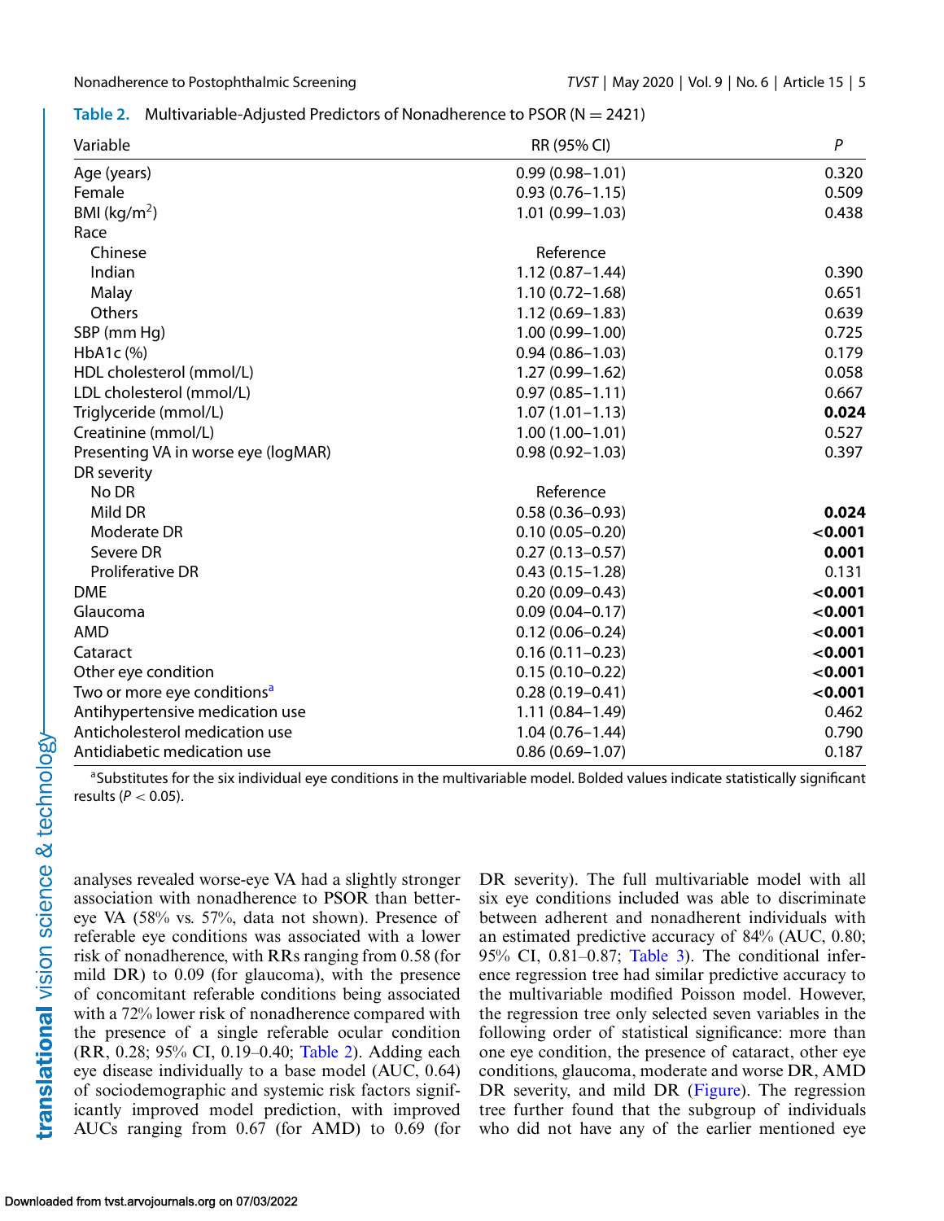**Table 2.** Multivariable-Adjusted Predictors of Nonadherence to PSOR (N = 2421)

| Variable | RR (95% CI) | P |
|---|---|---|
| Age (years) | 0.99 (0.98–1.01) | 0.320 |
| Female | 0.93 (0.76–1.15) | 0.509 |
| BMI (kg/m$^2$) | 1.01 (0.99–1.03) | 0.438 |
| Race | | |
| Chinese | Reference | |
| Indian | 1.12 (0.87–1.44) | 0.390 |
| Malay | 1.10 (0.72–1.68) | 0.651 |
| Others | 1.12 (0.69–1.83) | 0.639 |
| SBP (mm Hg) | 1.00 (0.99–1.00) | 0.725 |
| HbA1c (%) | 0.94 (0.86–1.03) | 0.179 |
| HDL cholesterol (mmol/L) | 1.27 (0.99–1.62) | 0.058 |
| LDL cholesterol (mmol/L) | 0.97 (0.85–1.11) | 0.667 |
| Triglyceride (mmol/L) | 1.07 (1.01–1.13) | **0.024** |
| Creatinine (mmol/L) | 1.00 (1.00–1.01) | 0.527 |
| Presenting VA in worse eye (logMAR) | 0.98 (0.92–1.03) | 0.397 |
| DR severity | | |
| No DR | Reference | |
| Mild DR | 0.58 (0.36–0.93) | **0.024** |
| Moderate DR | 0.10 (0.05–0.20) | **<0.001** |
| Severe DR | 0.27 (0.13–0.57) | **0.001** |
| Proliferative DR | 0.43 (0.15–1.28) | 0.131 |
| DME | 0.20 (0.09–0.43) | **<0.001** |
| Glaucoma | 0.09 (0.04–0.17) | **<0.001** |
| AMD | 0.12 (0.06–0.24) | **<0.001** |
| Cataract | 0.16 (0.11–0.23) | **<0.001** |
| Other eye condition | 0.15 (0.10–0.22) | **<0.001** |
| Two or more eye conditions[a] | 0.28 (0.19–0.41) | **<0.001** |
| Antihypertensive medication use | 1.11 (0.84–1.49) | 0.462 |
| Anticholesterol medication use | 1.04 (0.76–1.44) | 0.790 |
| Antidiabetic medication use | 0.86 (0.69–1.07) | 0.187 |

[a]Substitutes for the six individual eye conditions in the multivariable model. Bolded values indicate statistically significant results ($P < 0.05$).

analyses revealed worse-eye VA had a slightly stronger association with nonadherence to PSOR than better-eye VA (58% vs. 57%, data not shown). Presence of referable eye conditions was associated with a lower risk of nonadherence, with RRs ranging from 0.58 (for mild DR) to 0.09 (for glaucoma), with the presence of concomitant referable conditions being associated with a 72% lower risk of nonadherence compared with the presence of a single referable ocular condition (RR, 0.28; 95% CI, 0.19–0.40; Table 2). Adding each eye disease individually to a base model (AUC, 0.64) of sociodemographic and systemic risk factors significantly improved model prediction, with improved AUCs ranging from 0.67 (for AMD) to 0.69 (for DR severity). The full multivariable model with all six eye conditions included was able to discriminate between adherent and nonadherent individuals with an estimated predictive accuracy of 84% (AUC, 0.80; 95% CI, 0.81–0.87; Table 3). The conditional inference regression tree had similar predictive accuracy to the multivariable modified Poisson model. However, the regression tree only selected seven variables in the following order of statistical significance: more than one eye condition, the presence of cataract, other eye conditions, glaucoma, moderate and worse DR, AMD DR severity, and mild DR (Figure). The regression tree further found that the subgroup of individuals who did not have any of the earlier mentioned eye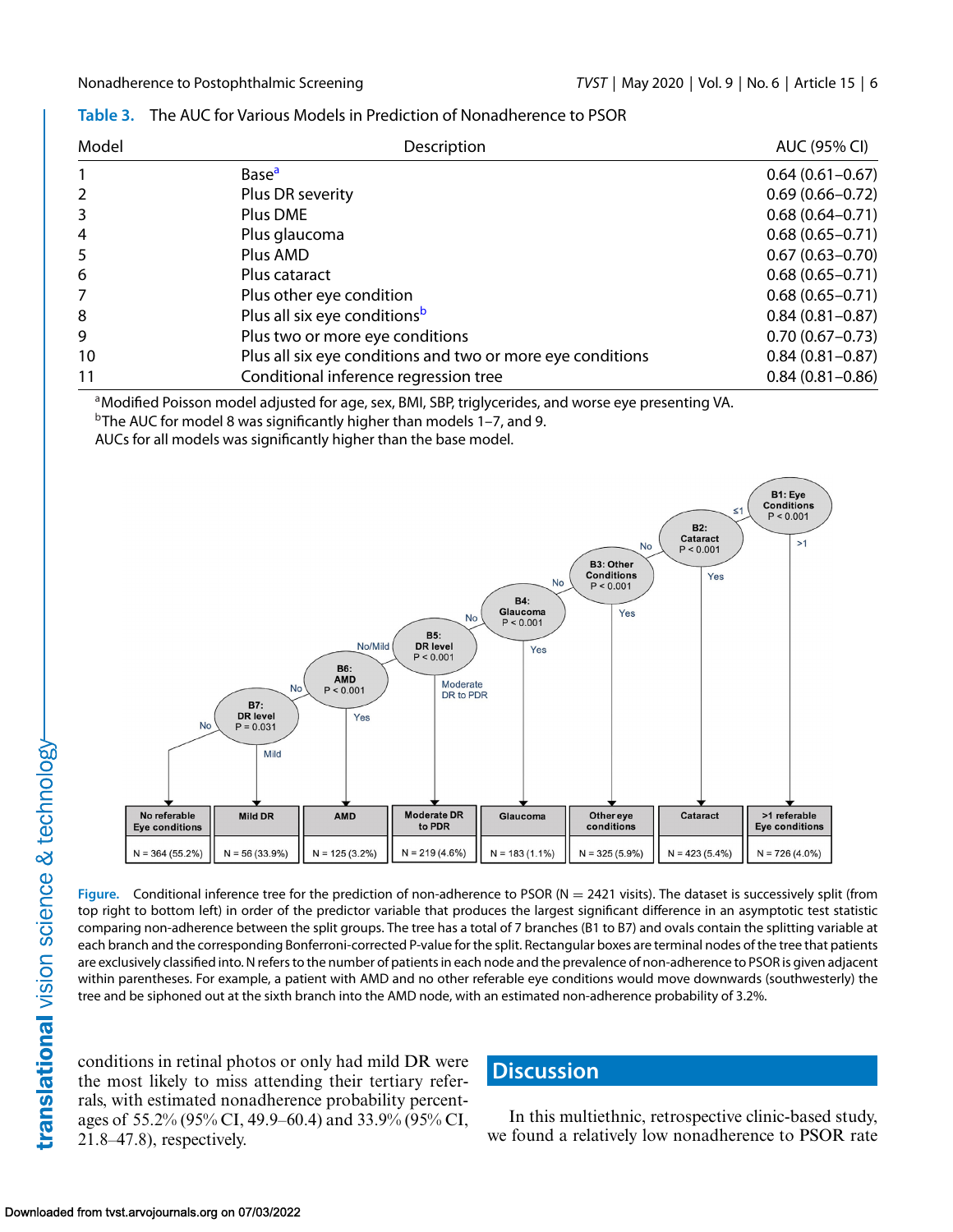**Table 3.** The AUC for Various Models in Prediction of Nonadherence to PSOR

| Model | Description | AUC (95% CI) |
|---|---|---|
| 1 | Base[a] | 0.64 (0.61–0.67) |
| 2 | Plus DR severity | 0.69 (0.66–0.72) |
| 3 | Plus DME | 0.68 (0.64–0.71) |
| 4 | Plus glaucoma | 0.68 (0.65–0.71) |
| 5 | Plus AMD | 0.67 (0.63–0.70) |
| 6 | Plus cataract | 0.68 (0.65–0.71) |
| 7 | Plus other eye condition | 0.68 (0.65–0.71) |
| 8 | Plus all six eye conditions[b] | 0.84 (0.81–0.87) |
| 9 | Plus two or more eye conditions | 0.70 (0.67–0.73) |
| 10 | Plus all six eye conditions and two or more eye conditions | 0.84 (0.81–0.87) |
| 11 | Conditional inference regression tree | 0.84 (0.81–0.86) |

[a]Modified Poisson model adjusted for age, sex, BMI, SBP, triglycerides, and worse eye presenting VA.
[b]The AUC for model 8 was significantly higher than models 1–7, and 9.
AUCs for all models was significantly higher than the base model.

**Figure.** Conditional inference tree for the prediction of non-adherence to PSOR (N = 2421 visits). The dataset is successively split (from top right to bottom left) in order of the predictor variable that produces the largest significant difference in an asymptotic test statistic comparing non-adherence between the split groups. The tree has a total of 7 branches (B1 to B7) and ovals contain the splitting variable at each branch and the corresponding Bonferroni-corrected P-value for the split. Rectangular boxes are terminal nodes of the tree that patients are exclusively classified into. N refers to the number of patients in each node and the prevalence of non-adherence to PSOR is given adjacent within parentheses. For example, a patient with AMD and no other referable eye conditions would move downwards (southwesterly) the tree and be siphoned out at the sixth branch into the AMD node, with an estimated non-adherence probability of 3.2%.

conditions in retinal photos or only had mild DR were the most likely to miss attending their tertiary referrals, with estimated nonadherence probability percentages of 55.2% (95% CI, 49.9–60.4) and 33.9% (95% CI, 21.8–47.8), respectively.

## Discussion

In this multiethnic, retrospective clinic-based study, we found a relatively low nonadherence to PSOR rate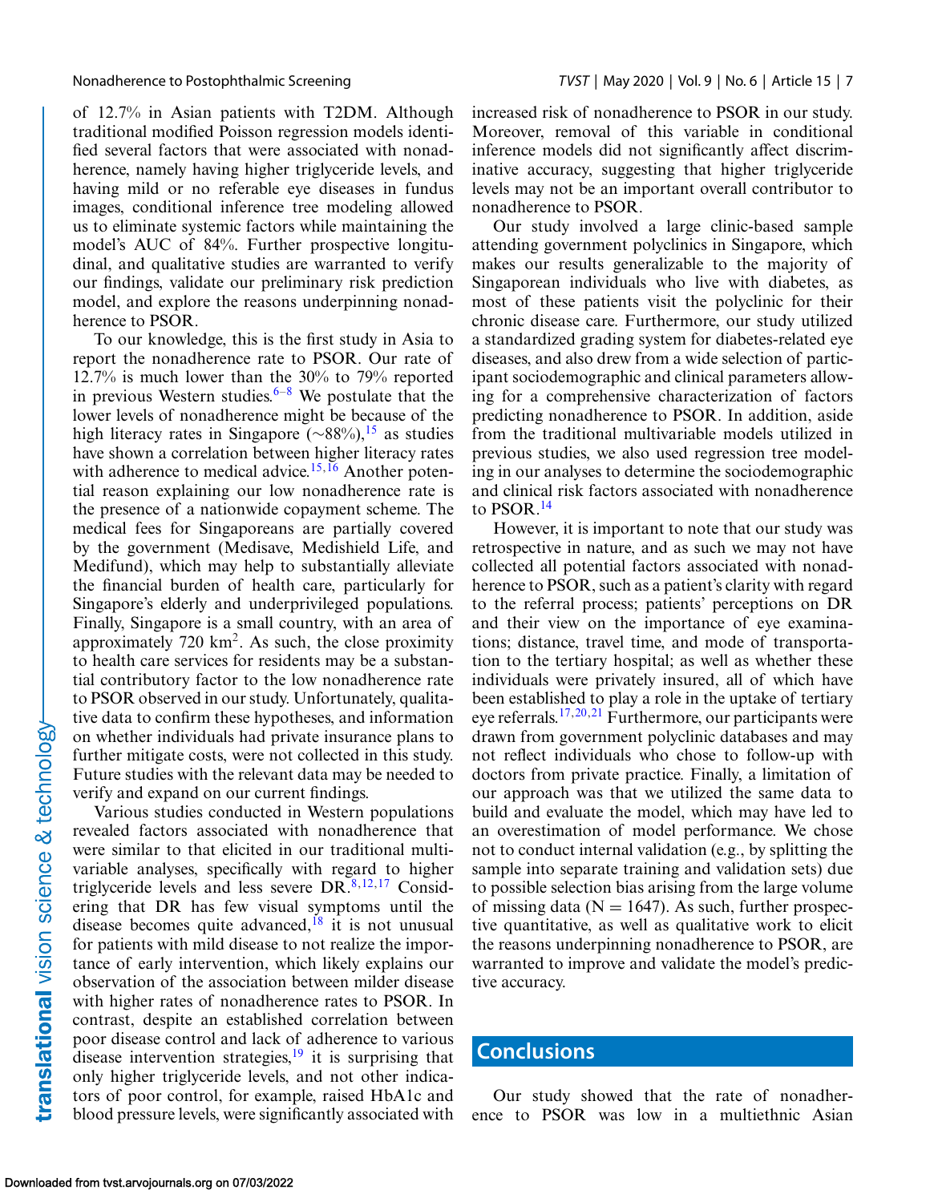of 12.7% in Asian patients with T2DM. Although traditional modified Poisson regression models identified several factors that were associated with nonadherence, namely having higher triglyceride levels, and having mild or no referable eye diseases in fundus images, conditional inference tree modeling allowed us to eliminate systemic factors while maintaining the model's AUC of 84%. Further prospective longitudinal, and qualitative studies are warranted to verify our findings, validate our preliminary risk prediction model, and explore the reasons underpinning nonadherence to PSOR.

To our knowledge, this is the first study in Asia to report the nonadherence rate to PSOR. Our rate of 12.7% is much lower than the 30% to 79% reported in previous Western studies.[6–8] We postulate that the lower levels of nonadherence might be because of the high literacy rates in Singapore (~88%),[15] as studies have shown a correlation between higher literacy rates with adherence to medical advice.[15,16] Another potential reason explaining our low nonadherence rate is the presence of a nationwide copayment scheme. The medical fees for Singaporeans are partially covered by the government (Medisave, Medishield Life, and Medifund), which may help to substantially alleviate the financial burden of health care, particularly for Singapore's elderly and underprivileged populations. Finally, Singapore is a small country, with an area of approximately 720 km$^2$. As such, the close proximity to health care services for residents may be a substantial contributory factor to the low nonadherence rate to PSOR observed in our study. Unfortunately, qualitative data to confirm these hypotheses, and information on whether individuals had private insurance plans to further mitigate costs, were not collected in this study. Future studies with the relevant data may be needed to verify and expand on our current findings.

Various studies conducted in Western populations revealed factors associated with nonadherence that were similar to that elicited in our traditional multivariable analyses, specifically with regard to higher triglyceride levels and less severe DR.[8,12,17] Considering that DR has few visual symptoms until the disease becomes quite advanced,[18] it is not unusual for patients with mild disease to not realize the importance of early intervention, which likely explains our observation of the association between milder disease with higher rates of nonadherence rates to PSOR. In contrast, despite an established correlation between poor disease control and lack of adherence to various disease intervention strategies,[19] it is surprising that only higher triglyceride levels, and not other indicators of poor control, for example, raised HbA1c and blood pressure levels, were significantly associated with increased risk of nonadherence to PSOR in our study. Moreover, removal of this variable in conditional inference models did not significantly affect discriminative accuracy, suggesting that higher triglyceride levels may not be an important overall contributor to nonadherence to PSOR.

Our study involved a large clinic-based sample attending government polyclinics in Singapore, which makes our results generalizable to the majority of Singaporean individuals who live with diabetes, as most of these patients visit the polyclinic for their chronic disease care. Furthermore, our study utilized a standardized grading system for diabetes-related eye diseases, and also drew from a wide selection of participant sociodemographic and clinical parameters allowing for a comprehensive characterization of factors predicting nonadherence to PSOR. In addition, aside from the traditional multivariable models utilized in previous studies, we also used regression tree modeling in our analyses to determine the sociodemographic and clinical risk factors associated with nonadherence to PSOR.[14]

However, it is important to note that our study was retrospective in nature, and as such we may not have collected all potential factors associated with nonadherence to PSOR, such as a patient's clarity with regard to the referral process; patients' perceptions on DR and their view on the importance of eye examinations; distance, travel time, and mode of transportation to the tertiary hospital; as well as whether these individuals were privately insured, all of which have been established to play a role in the uptake of tertiary eye referrals.[17,20,21] Furthermore, our participants were drawn from government polyclinic databases and may not reflect individuals who chose to follow-up with doctors from private practice. Finally, a limitation of our approach was that we utilized the same data to build and evaluate the model, which may have led to an overestimation of model performance. We chose not to conduct internal validation (e.g., by splitting the sample into separate training and validation sets) due to possible selection bias arising from the large volume of missing data (N = 1647). As such, further prospective quantitative, as well as qualitative work to elicit the reasons underpinning nonadherence to PSOR, are warranted to improve and validate the model's predictive accuracy.

## Conclusions

Our study showed that the rate of nonadherence to PSOR was low in a multiethnic Asian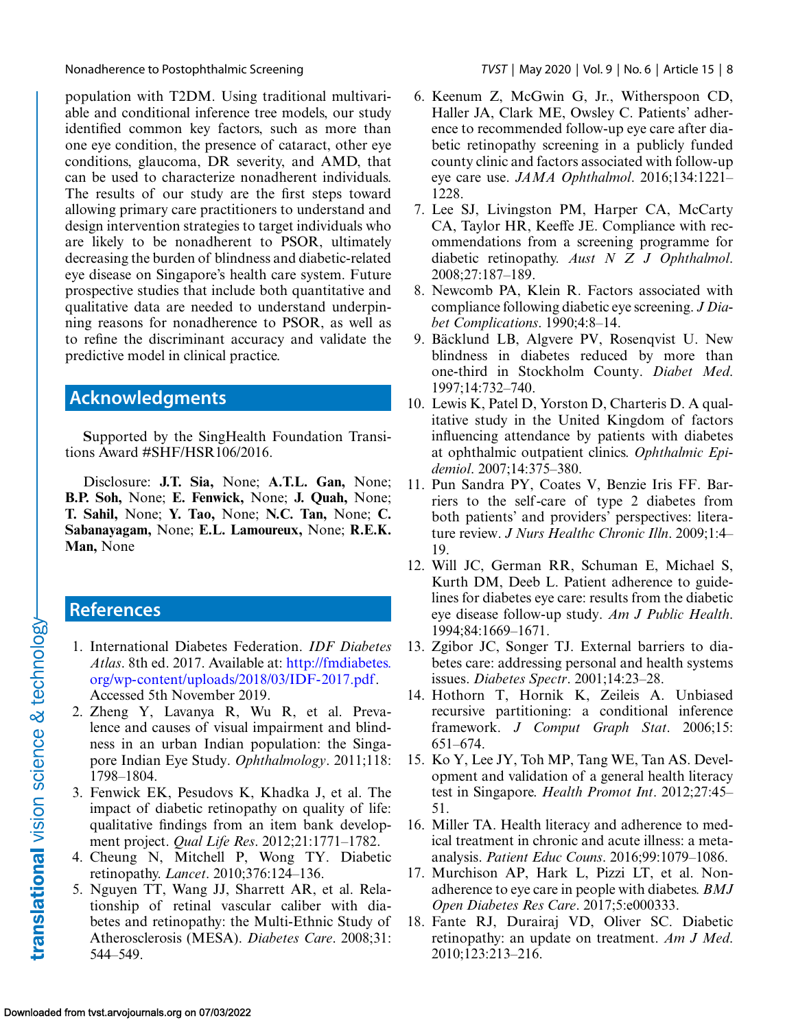population with T2DM. Using traditional multivariable and conditional inference tree models, our study identified common key factors, such as more than one eye condition, the presence of cataract, other eye conditions, glaucoma, DR severity, and AMD, that can be used to characterize nonadherent individuals. The results of our study are the first steps toward allowing primary care practitioners to understand and design intervention strategies to target individuals who are likely to be nonadherent to PSOR, ultimately decreasing the burden of blindness and diabetic-related eye disease on Singapore's health care system. Future prospective studies that include both quantitative and qualitative data are needed to understand underpinning reasons for nonadherence to PSOR, as well as to refine the discriminant accuracy and validate the predictive model in clinical practice.

## Acknowledgments

Supported by the SingHealth Foundation Transitions Award #SHF/HSR106/2016.

Disclosure: **J.T. Sia,** None; **A.T.L. Gan,** None; **B.P. Soh,** None; **E. Fenwick,** None; **J. Quah,** None; **T. Sahil,** None; **Y. Tao,** None; **N.C. Tan,** None; **C. Sabanayagam,** None; **E.L. Lamoureux,** None; **R.E.K. Man,** None

## References

1. International Diabetes Federation. *IDF Diabetes Atlas*. 8th ed. 2017. Available at: http://fmdiabetes.org/wp-content/uploads/2018/03/IDF-2017.pdf. Accessed 5th November 2019.
2. Zheng Y, Lavanya R, Wu R, et al. Prevalence and causes of visual impairment and blindness in an urban Indian population: the Singapore Indian Eye Study. *Ophthalmology*. 2011;118:1798–1804.
3. Fenwick EK, Pesudovs K, Khadka J, et al. The impact of diabetic retinopathy on quality of life: qualitative findings from an item bank development project. *Qual Life Res*. 2012;21:1771–1782.
4. Cheung N, Mitchell P, Wong TY. Diabetic retinopathy. *Lancet*. 2010;376:124–136.
5. Nguyen TT, Wang JJ, Sharrett AR, et al. Relationship of retinal vascular caliber with diabetes and retinopathy: the Multi-Ethnic Study of Atherosclerosis (MESA). *Diabetes Care*. 2008;31:544–549.
6. Keenum Z, McGwin G, Jr., Witherspoon CD, Haller JA, Clark ME, Owsley C. Patients' adherence to recommended follow-up eye care after diabetic retinopathy screening in a publicly funded county clinic and factors associated with follow-up eye care use. *JAMA Ophthalmol*. 2016;134:1221–1228.
7. Lee SJ, Livingston PM, Harper CA, McCarty CA, Taylor HR, Keeffe JE. Compliance with recommendations from a screening programme for diabetic retinopathy. *Aust N Z J Ophthalmol*. 2008;27:187–189.
8. Newcomb PA, Klein R. Factors associated with compliance following diabetic eye screening. *J Diabet Complications*. 1990;4:8–14.
9. Bäcklund LB, Algvere PV, Rosenqvist U. New blindness in diabetes reduced by more than one-third in Stockholm County. *Diabet Med*. 1997;14:732–740.
10. Lewis K, Patel D, Yorston D, Charteris D. A qualitative study in the United Kingdom of factors influencing attendance by patients with diabetes at ophthalmic outpatient clinics. *Ophthalmic Epidemiol*. 2007;14:375–380.
11. Pun Sandra PY, Coates V, Benzie Iris FF. Barriers to the self-care of type 2 diabetes from both patients' and providers' perspectives: literature review. *J Nurs Healthc Chronic Illn*. 2009;1:4–19.
12. Will JC, German RR, Schuman E, Michael S, Kurth DM, Deeb L. Patient adherence to guidelines for diabetes eye care: results from the diabetic eye disease follow-up study. *Am J Public Health*. 1994;84:1669–1671.
13. Zgibor JC, Songer TJ. External barriers to diabetes care: addressing personal and health systems issues. *Diabetes Spectr*. 2001;14:23–28.
14. Hothorn T, Hornik K, Zeileis A. Unbiased recursive partitioning: a conditional inference framework. *J Comput Graph Stat*. 2006;15:651–674.
15. Ko Y, Lee JY, Toh MP, Tang WE, Tan AS. Development and validation of a general health literacy test in Singapore. *Health Promot Int*. 2012;27:45–51.
16. Miller TA. Health literacy and adherence to medical treatment in chronic and acute illness: a meta-analysis. *Patient Educ Couns*. 2016;99:1079–1086.
17. Murchison AP, Hark L, Pizzi LT, et al. Nonadherence to eye care in people with diabetes. *BMJ Open Diabetes Res Care*. 2017;5:e000333.
18. Fante RJ, Durairaj VD, Oliver SC. Diabetic retinopathy: an update on treatment. *Am J Med*. 2010;123:213–216.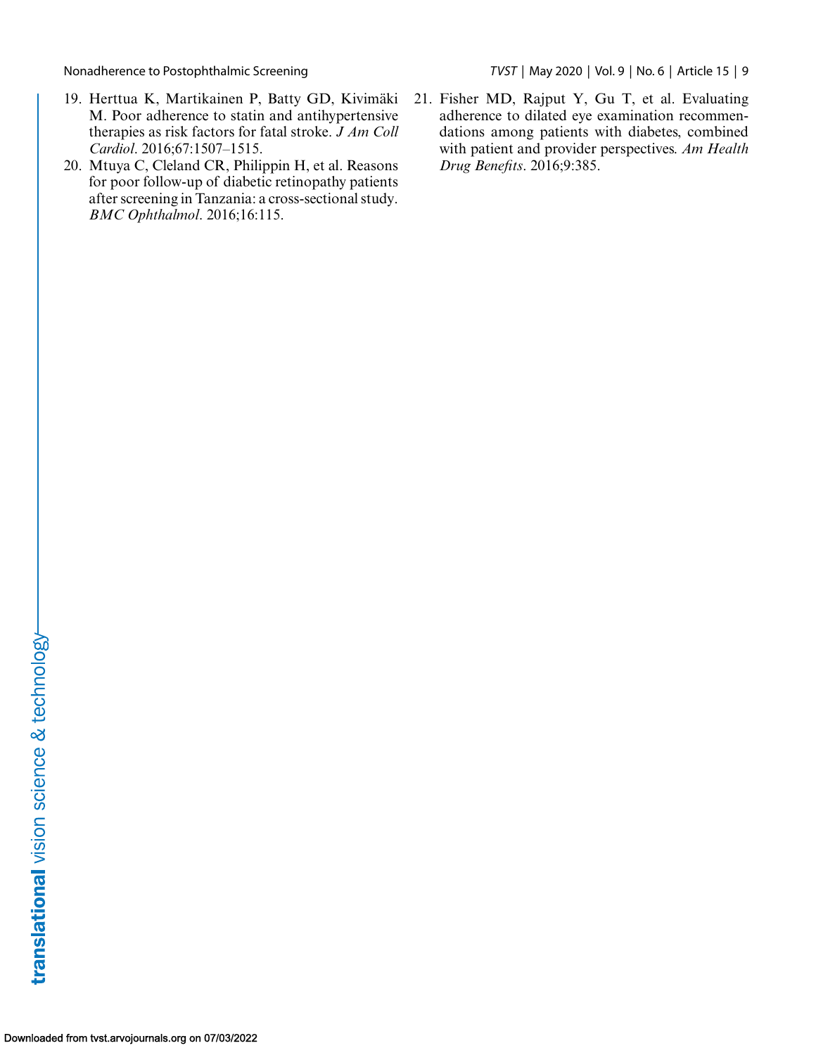19. Herttua K, Martikainen P, Batty GD, Kivimäki M. Poor adherence to statin and antihypertensive therapies as risk factors for fatal stroke. *J Am Coll Cardiol*. 2016;67:1507–1515.
20. Mtuya C, Cleland CR, Philippin H, et al. Reasons for poor follow-up of diabetic retinopathy patients after screening in Tanzania: a cross-sectional study. *BMC Ophthalmol*. 2016;16:115.
21. Fisher MD, Rajput Y, Gu T, et al. Evaluating adherence to dilated eye examination recommendations among patients with diabetes, combined with patient and provider perspectives. *Am Health Drug Benefits*. 2016;9:385.